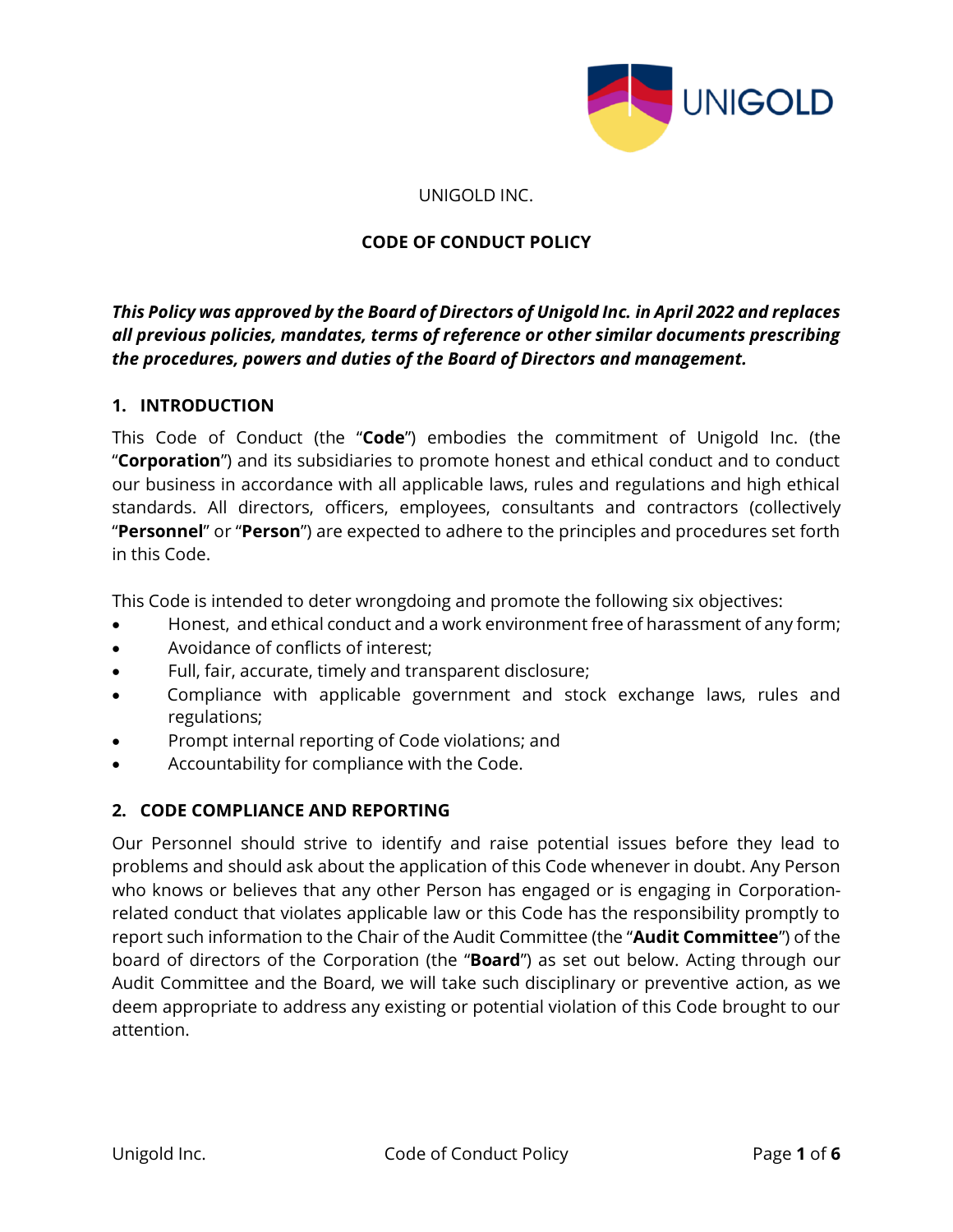UNIGOLD INC.

**CODE OF CONDUCT POLICY**

***This Policy was approved by the Board of Directors of Unigold Inc. in April 2022 and replaces all previous policies, mandates, terms of reference or other similar documents prescribing the procedures, powers and duties of the Board of Directors and management.***

## 1. INTRODUCTION

This Code of Conduct (the "**Code**") embodies the commitment of Unigold Inc. (the "**Corporation**") and its subsidiaries to promote honest and ethical conduct and to conduct our business in accordance with all applicable laws, rules and regulations and high ethical standards. All directors, officers, employees, consultants and contractors (collectively "**Personnel**" or "**Person**") are expected to adhere to the principles and procedures set forth in this Code.

This Code is intended to deter wrongdoing and promote the following six objectives:

- Honest, and ethical conduct and a work environment free of harassment of any form;
- Avoidance of conflicts of interest;
- Full, fair, accurate, timely and transparent disclosure;
- Compliance with applicable government and stock exchange laws, rules and regulations;
- Prompt internal reporting of Code violations; and
- Accountability for compliance with the Code.

## 2. CODE COMPLIANCE AND REPORTING

Our Personnel should strive to identify and raise potential issues before they lead to problems and should ask about the application of this Code whenever in doubt. Any Person who knows or believes that any other Person has engaged or is engaging in Corporation-related conduct that violates applicable law or this Code has the responsibility promptly to report such information to the Chair of the Audit Committee (the "**Audit Committee**") of the board of directors of the Corporation (the "**Board**") as set out below. Acting through our Audit Committee and the Board, we will take such disciplinary or preventive action, as we deem appropriate to address any existing or potential violation of this Code brought to our attention.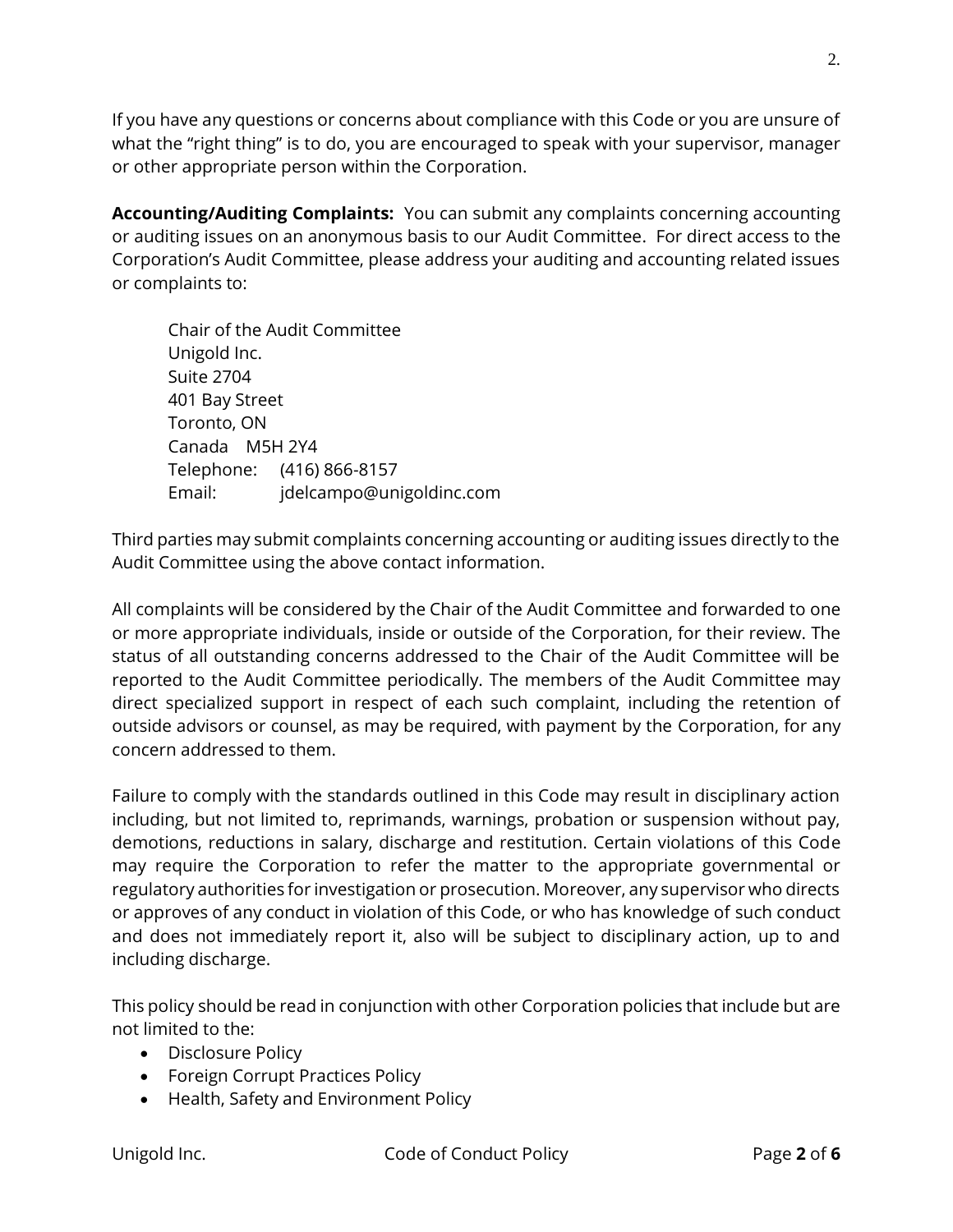If you have any questions or concerns about compliance with this Code or you are unsure of what the "right thing" is to do, you are encouraged to speak with your supervisor, manager or other appropriate person within the Corporation.

**Accounting/Auditing Complaints:** You can submit any complaints concerning accounting or auditing issues on an anonymous basis to our Audit Committee. For direct access to the Corporation's Audit Committee, please address your auditing and accounting related issues or complaints to:

Chair of the Audit Committee
Unigold Inc.
Suite 2704
401 Bay Street
Toronto, ON
Canada M5H 2Y4
Telephone: (416) 866-8157
Email: jdelcampo@unigoldinc.com

Third parties may submit complaints concerning accounting or auditing issues directly to the Audit Committee using the above contact information.

All complaints will be considered by the Chair of the Audit Committee and forwarded to one or more appropriate individuals, inside or outside of the Corporation, for their review. The status of all outstanding concerns addressed to the Chair of the Audit Committee will be reported to the Audit Committee periodically. The members of the Audit Committee may direct specialized support in respect of each such complaint, including the retention of outside advisors or counsel, as may be required, with payment by the Corporation, for any concern addressed to them.

Failure to comply with the standards outlined in this Code may result in disciplinary action including, but not limited to, reprimands, warnings, probation or suspension without pay, demotions, reductions in salary, discharge and restitution. Certain violations of this Code may require the Corporation to refer the matter to the appropriate governmental or regulatory authorities for investigation or prosecution. Moreover, any supervisor who directs or approves of any conduct in violation of this Code, or who has knowledge of such conduct and does not immediately report it, also will be subject to disciplinary action, up to and including discharge.

This policy should be read in conjunction with other Corporation policies that include but are not limited to the:

- Disclosure Policy
- Foreign Corrupt Practices Policy
- Health, Safety and Environment Policy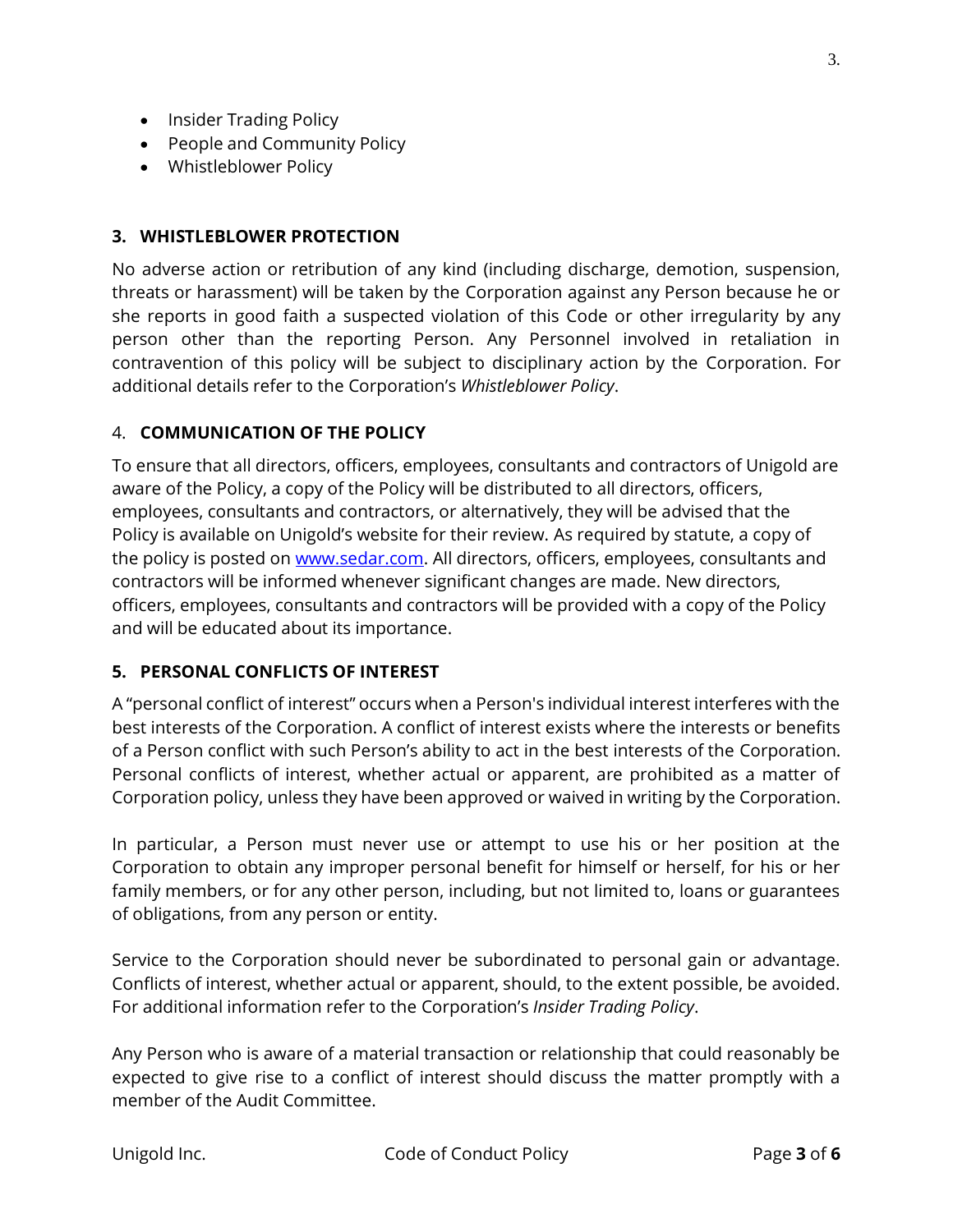- Insider Trading Policy
- People and Community Policy
- Whistleblower Policy

## 3. WHISTLEBLOWER PROTECTION

No adverse action or retribution of any kind (including discharge, demotion, suspension, threats or harassment) will be taken by the Corporation against any Person because he or she reports in good faith a suspected violation of this Code or other irregularity by any person other than the reporting Person. Any Personnel involved in retaliation in contravention of this policy will be subject to disciplinary action by the Corporation. For additional details refer to the Corporation's *Whistleblower Policy*.

## 4. COMMUNICATION OF THE POLICY

To ensure that all directors, officers, employees, consultants and contractors of Unigold are aware of the Policy, a copy of the Policy will be distributed to all directors, officers, employees, consultants and contractors, or alternatively, they will be advised that the Policy is available on Unigold's website for their review. As required by statute, a copy of the policy is posted on www.sedar.com. All directors, officers, employees, consultants and contractors will be informed whenever significant changes are made. New directors, officers, employees, consultants and contractors will be provided with a copy of the Policy and will be educated about its importance.

## 5. PERSONAL CONFLICTS OF INTEREST

A "personal conflict of interest" occurs when a Person's individual interest interferes with the best interests of the Corporation. A conflict of interest exists where the interests or benefits of a Person conflict with such Person's ability to act in the best interests of the Corporation. Personal conflicts of interest, whether actual or apparent, are prohibited as a matter of Corporation policy, unless they have been approved or waived in writing by the Corporation.

In particular, a Person must never use or attempt to use his or her position at the Corporation to obtain any improper personal benefit for himself or herself, for his or her family members, or for any other person, including, but not limited to, loans or guarantees of obligations, from any person or entity.

Service to the Corporation should never be subordinated to personal gain or advantage. Conflicts of interest, whether actual or apparent, should, to the extent possible, be avoided. For additional information refer to the Corporation's *Insider Trading Policy*.

Any Person who is aware of a material transaction or relationship that could reasonably be expected to give rise to a conflict of interest should discuss the matter promptly with a member of the Audit Committee.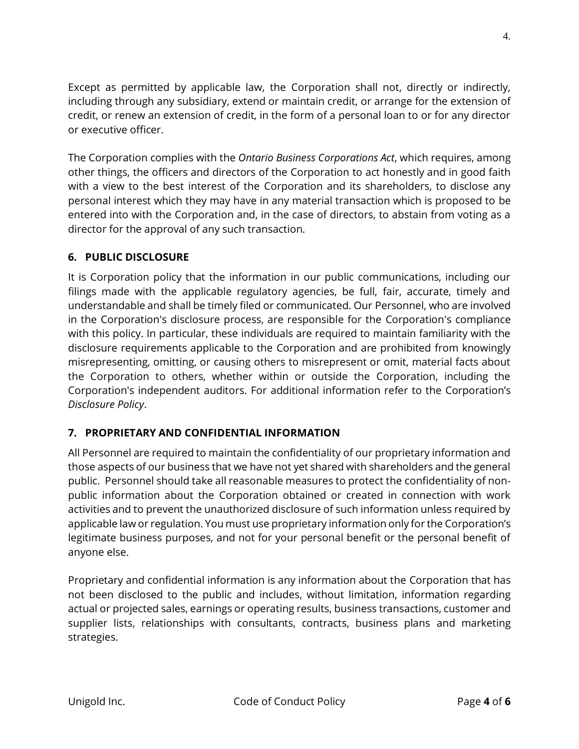Except as permitted by applicable law, the Corporation shall not, directly or indirectly, including through any subsidiary, extend or maintain credit, or arrange for the extension of credit, or renew an extension of credit, in the form of a personal loan to or for any director or executive officer.

The Corporation complies with the *Ontario Business Corporations Act*, which requires, among other things, the officers and directors of the Corporation to act honestly and in good faith with a view to the best interest of the Corporation and its shareholders, to disclose any personal interest which they may have in any material transaction which is proposed to be entered into with the Corporation and, in the case of directors, to abstain from voting as a director for the approval of any such transaction.

## 6. PUBLIC DISCLOSURE

It is Corporation policy that the information in our public communications, including our filings made with the applicable regulatory agencies, be full, fair, accurate, timely and understandable and shall be timely filed or communicated. Our Personnel, who are involved in the Corporation's disclosure process, are responsible for the Corporation's compliance with this policy. In particular, these individuals are required to maintain familiarity with the disclosure requirements applicable to the Corporation and are prohibited from knowingly misrepresenting, omitting, or causing others to misrepresent or omit, material facts about the Corporation to others, whether within or outside the Corporation, including the Corporation's independent auditors. For additional information refer to the Corporation's *Disclosure Policy*.

## 7. PROPRIETARY AND CONFIDENTIAL INFORMATION

All Personnel are required to maintain the confidentiality of our proprietary information and those aspects of our business that we have not yet shared with shareholders and the general public. Personnel should take all reasonable measures to protect the confidentiality of non-public information about the Corporation obtained or created in connection with work activities and to prevent the unauthorized disclosure of such information unless required by applicable law or regulation. You must use proprietary information only for the Corporation's legitimate business purposes, and not for your personal benefit or the personal benefit of anyone else.

Proprietary and confidential information is any information about the Corporation that has not been disclosed to the public and includes, without limitation, information regarding actual or projected sales, earnings or operating results, business transactions, customer and supplier lists, relationships with consultants, contracts, business plans and marketing strategies.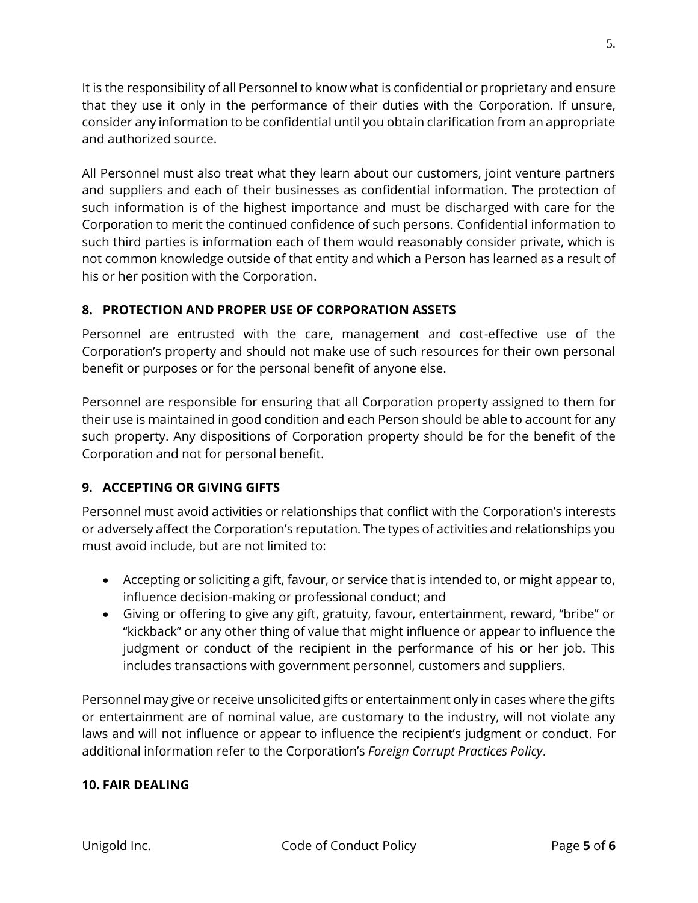It is the responsibility of all Personnel to know what is confidential or proprietary and ensure that they use it only in the performance of their duties with the Corporation. If unsure, consider any information to be confidential until you obtain clarification from an appropriate and authorized source.

All Personnel must also treat what they learn about our customers, joint venture partners and suppliers and each of their businesses as confidential information. The protection of such information is of the highest importance and must be discharged with care for the Corporation to merit the continued confidence of such persons. Confidential information to such third parties is information each of them would reasonably consider private, which is not common knowledge outside of that entity and which a Person has learned as a result of his or her position with the Corporation.

## 8. PROTECTION AND PROPER USE OF CORPORATION ASSETS

Personnel are entrusted with the care, management and cost-effective use of the Corporation's property and should not make use of such resources for their own personal benefit or purposes or for the personal benefit of anyone else.

Personnel are responsible for ensuring that all Corporation property assigned to them for their use is maintained in good condition and each Person should be able to account for any such property. Any dispositions of Corporation property should be for the benefit of the Corporation and not for personal benefit.

## 9. ACCEPTING OR GIVING GIFTS

Personnel must avoid activities or relationships that conflict with the Corporation's interests or adversely affect the Corporation's reputation. The types of activities and relationships you must avoid include, but are not limited to:

- Accepting or soliciting a gift, favour, or service that is intended to, or might appear to, influence decision-making or professional conduct; and
- Giving or offering to give any gift, gratuity, favour, entertainment, reward, "bribe" or "kickback" or any other thing of value that might influence or appear to influence the judgment or conduct of the recipient in the performance of his or her job. This includes transactions with government personnel, customers and suppliers.

Personnel may give or receive unsolicited gifts or entertainment only in cases where the gifts or entertainment are of nominal value, are customary to the industry, will not violate any laws and will not influence or appear to influence the recipient's judgment or conduct. For additional information refer to the Corporation's *Foreign Corrupt Practices Policy*.

## 10. FAIR DEALING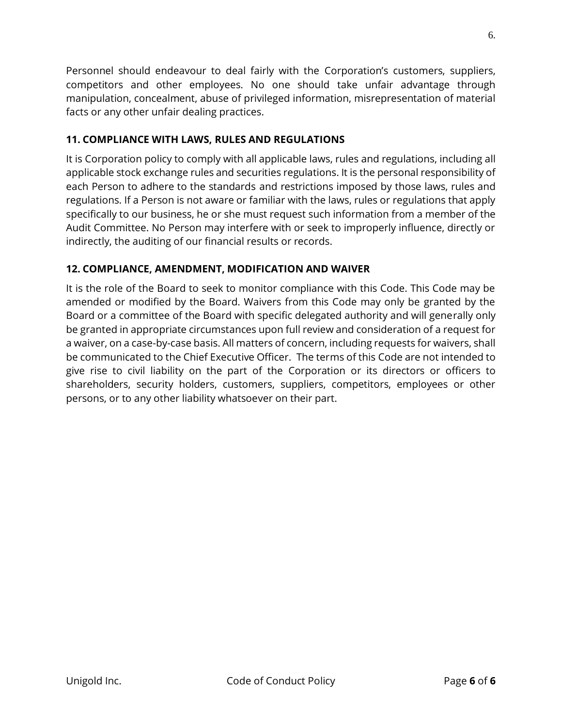Personnel should endeavour to deal fairly with the Corporation's customers, suppliers, competitors and other employees. No one should take unfair advantage through manipulation, concealment, abuse of privileged information, misrepresentation of material facts or any other unfair dealing practices.

## 11. COMPLIANCE WITH LAWS, RULES AND REGULATIONS

It is Corporation policy to comply with all applicable laws, rules and regulations, including all applicable stock exchange rules and securities regulations. It is the personal responsibility of each Person to adhere to the standards and restrictions imposed by those laws, rules and regulations. If a Person is not aware or familiar with the laws, rules or regulations that apply specifically to our business, he or she must request such information from a member of the Audit Committee. No Person may interfere with or seek to improperly influence, directly or indirectly, the auditing of our financial results or records.

## 12. COMPLIANCE, AMENDMENT, MODIFICATION AND WAIVER

It is the role of the Board to seek to monitor compliance with this Code. This Code may be amended or modified by the Board. Waivers from this Code may only be granted by the Board or a committee of the Board with specific delegated authority and will generally only be granted in appropriate circumstances upon full review and consideration of a request for a waiver, on a case-by-case basis. All matters of concern, including requests for waivers, shall be communicated to the Chief Executive Officer. The terms of this Code are not intended to give rise to civil liability on the part of the Corporation or its directors or officers to shareholders, security holders, customers, suppliers, competitors, employees or other persons, or to any other liability whatsoever on their part.